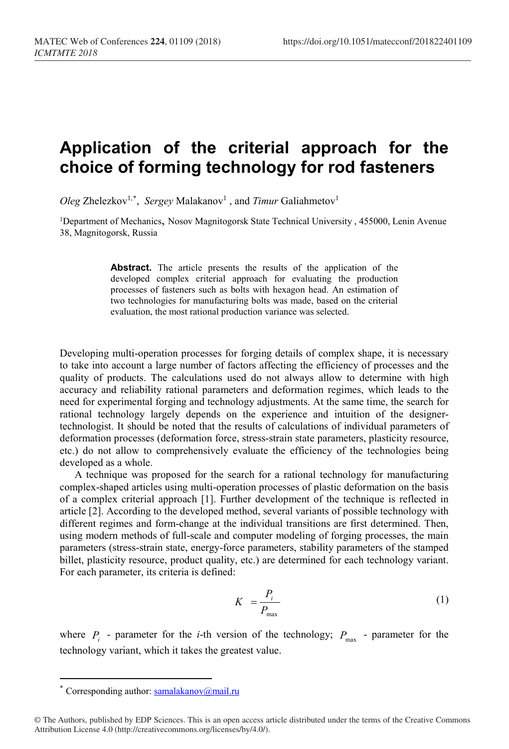# Application of the criterial approach for the choice of forming technology for rod fasteners

*Oleg* Zhelezkov[1,*], *Sergey* Malakanov[1] , and *Timur* Galiahmetov[1]

[1]Department of Mechanics, Nosov Magnitogorsk State Technical University , 455000, Lenin Avenue 38, Magnitogorsk, Russia

> **Abstract.** The article presents the results of the application of the developed complex criterial approach for evaluating the production processes of fasteners such as bolts with hexagon head. An estimation of two technologies for manufacturing bolts was made, based on the criterial evaluation, the most rational production variance was selected.

Developing multi-operation processes for forging details of complex shape, it is necessary to take into account a large number of factors affecting the efficiency of processes and the quality of products. The calculations used do not always allow to determine with high accuracy and reliability rational parameters and deformation regimes, which leads to the need for experimental forging and technology adjustments. At the same time, the search for rational technology largely depends on the experience and intuition of the designer-technologist. It should be noted that the results of calculations of individual parameters of deformation processes (deformation force, stress-strain state parameters, plasticity resource, etc.) do not allow to comprehensively evaluate the efficiency of the technologies being developed as a whole.

A technique was proposed for the search for a rational technology for manufacturing complex-shaped articles using multi-operation processes of plastic deformation on the basis of a complex criterial approach [1]. Further development of the technique is reflected in article [2]. According to the developed method, several variants of possible technology with different regimes and form-change at the individual transitions are first determined. Then, using modern methods of full-scale and computer modeling of forging processes, the main parameters (stress-strain state, energy-force parameters, stability parameters of the stamped billet, plasticity resource, product quality, etc.) are determined for each technology variant. For each parameter, its criteria is defined:

$$K = \frac{P_i}{P_{\max}} \tag{1}$$

where $P_i$ - parameter for the *i*-th version of the technology; $P_{\max}$ - parameter for the technology variant, which it takes the greatest value.

---

[*] Corresponding author: samalakanov@mail.ru

© The Authors, published by EDP Sciences. This is an open access article distributed under the terms of the Creative Commons Attribution License 4.0 (http://creativecommons.org/licenses/by/4.0/).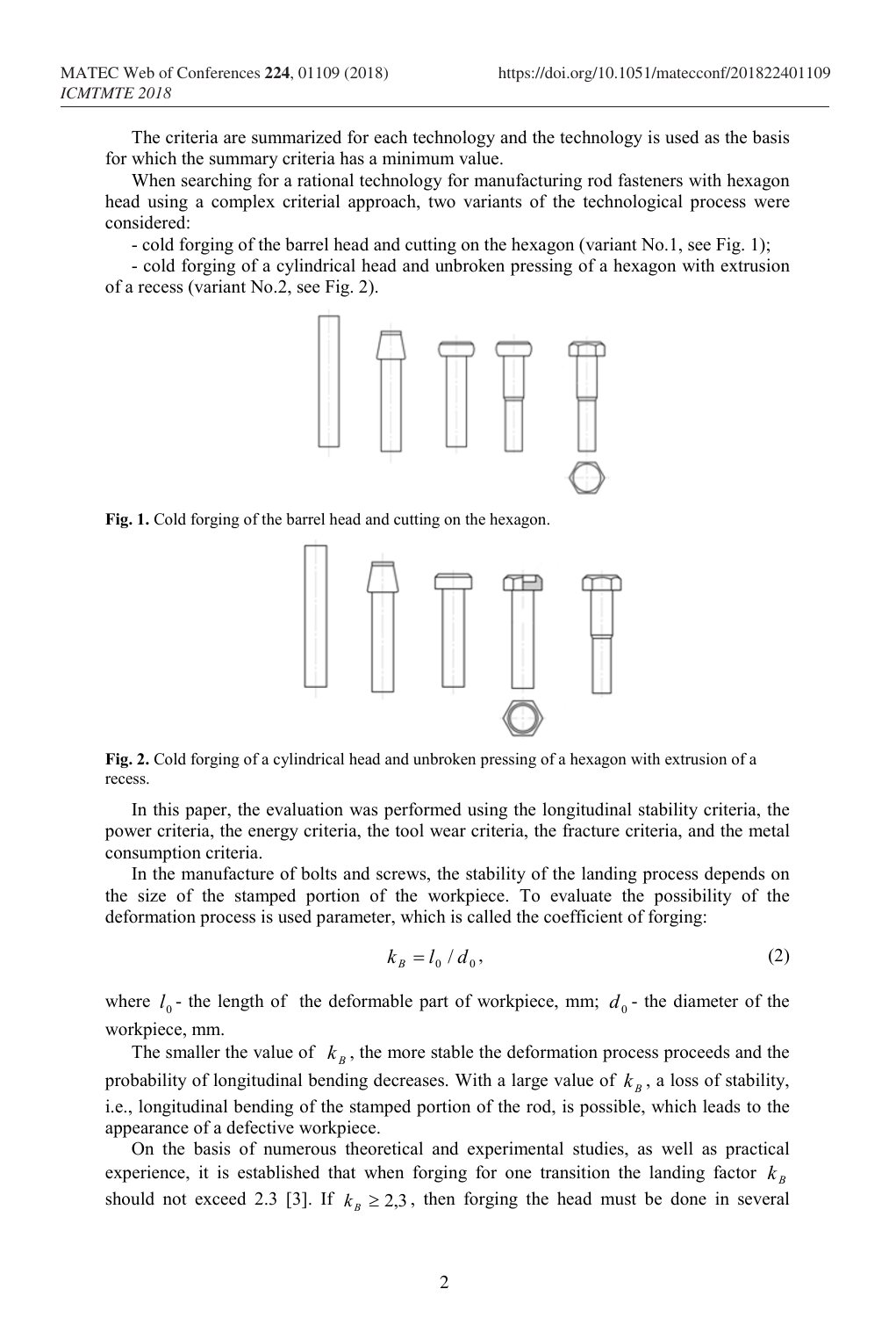The criteria are summarized for each technology and the technology is used as the basis for which the summary criteria has a minimum value.

When searching for a rational technology for manufacturing rod fasteners with hexagon head using a complex criterial approach, two variants of the technological process were considered:

- cold forging of the barrel head and cutting on the hexagon (variant No.1, see Fig. 1);
- cold forging of a cylindrical head and unbroken pressing of a hexagon with extrusion of a recess (variant No.2, see Fig. 2).

**Fig. 1.** Cold forging of the barrel head and cutting on the hexagon.

**Fig. 2.** Cold forging of a cylindrical head and unbroken pressing of a hexagon with extrusion of a recess.

In this paper, the evaluation was performed using the longitudinal stability criteria, the power criteria, the energy criteria, the tool wear criteria, the fracture criteria, and the metal consumption criteria.

In the manufacture of bolts and screws, the stability of the landing process depends on the size of the stamped portion of the workpiece. To evaluate the possibility of the deformation process is used parameter, which is called the coefficient of forging:

$$k_B = l_0 / d_0, \tag{2}$$

where $l_0$ - the length of the deformable part of workpiece, mm; $d_0$ - the diameter of the workpiece, mm.

The smaller the value of $k_B$, the more stable the deformation process proceeds and the probability of longitudinal bending decreases. With a large value of $k_B$, a loss of stability, i.e., longitudinal bending of the stamped portion of the rod, is possible, which leads to the appearance of a defective workpiece.

On the basis of numerous theoretical and experimental studies, as well as practical experience, it is established that when forging for one transition the landing factor $k_B$ should not exceed 2.3 [3]. If $k_B \geq 2{,}3$, then forging the head must be done in several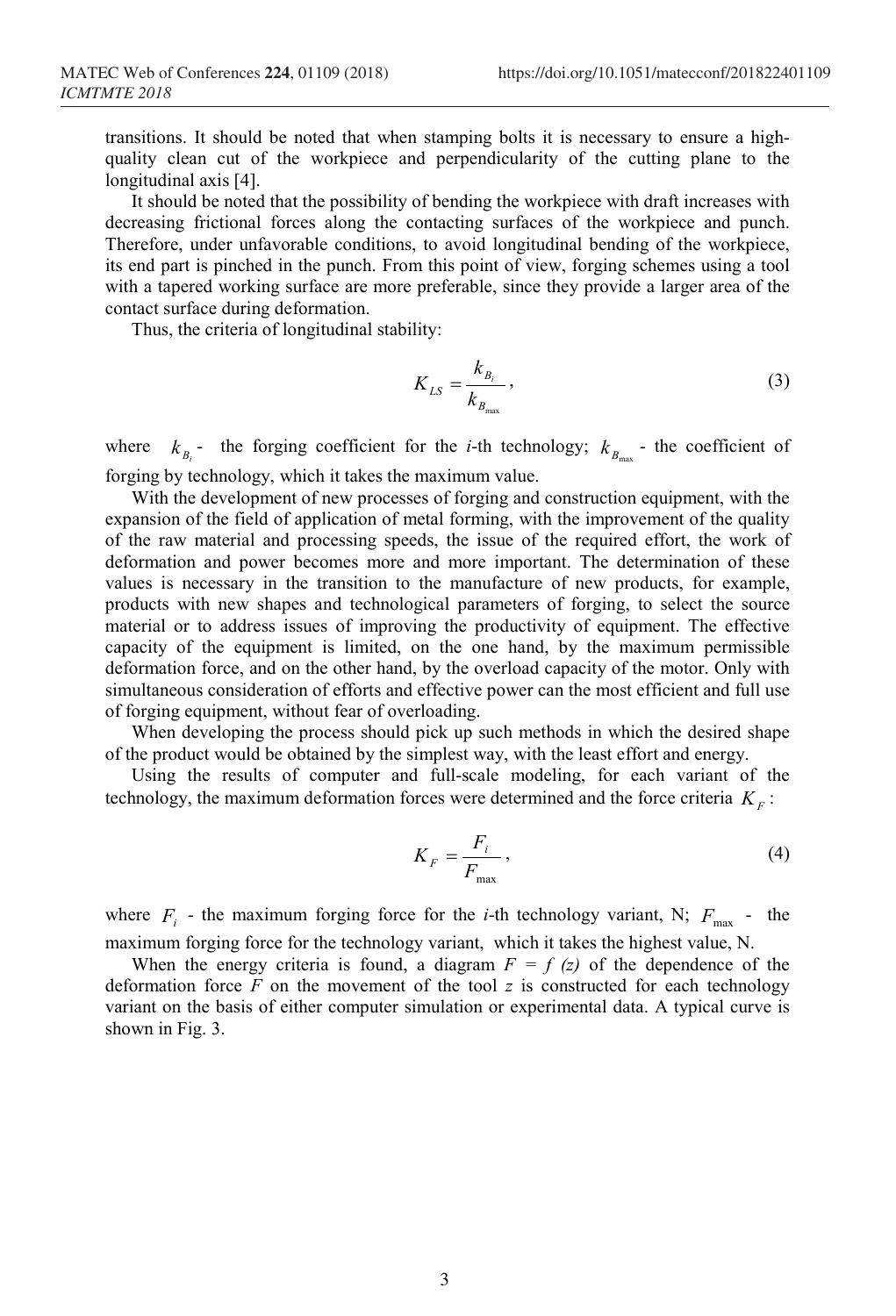transitions. It should be noted that when stamping bolts it is necessary to ensure a high-quality clean cut of the workpiece and perpendicularity of the cutting plane to the longitudinal axis [4].

It should be noted that the possibility of bending the workpiece with draft increases with decreasing frictional forces along the contacting surfaces of the workpiece and punch. Therefore, under unfavorable conditions, to avoid longitudinal bending of the workpiece, its end part is pinched in the punch. From this point of view, forging schemes using a tool with a tapered working surface are more preferable, since they provide a larger area of the contact surface during deformation.

Thus, the criteria of longitudinal stability:

$$K_{LS} = \frac{k_{B_i}}{k_{B_{\max}}}, \tag{3}$$

where $k_{B_i}$ - the forging coefficient for the *i*-th technology; $k_{B_{\max}}$ - the coefficient of forging by technology, which it takes the maximum value.

With the development of new processes of forging and construction equipment, with the expansion of the field of application of metal forming, with the improvement of the quality of the raw material and processing speeds, the issue of the required effort, the work of deformation and power becomes more and more important. The determination of these values is necessary in the transition to the manufacture of new products, for example, products with new shapes and technological parameters of forging, to select the source material or to address issues of improving the productivity of equipment. The effective capacity of the equipment is limited, on the one hand, by the maximum permissible deformation force, and on the other hand, by the overload capacity of the motor. Only with simultaneous consideration of efforts and effective power can the most efficient and full use of forging equipment, without fear of overloading.

When developing the process should pick up such methods in which the desired shape of the product would be obtained by the simplest way, with the least effort and energy.

Using the results of computer and full-scale modeling, for each variant of the technology, the maximum deformation forces were determined and the force criteria $K_F$:

$$K_F = \frac{F_i}{F_{\max}}, \tag{4}$$

where $F_i$ - the maximum forging force for the *i*-th technology variant, N; $F_{\max}$ - the maximum forging force for the technology variant, which it takes the highest value, N.

When the energy criteria is found, a diagram $F = f(z)$ of the dependence of the deformation force $F$ on the movement of the tool $z$ is constructed for each technology variant on the basis of either computer simulation or experimental data. A typical curve is shown in Fig. 3.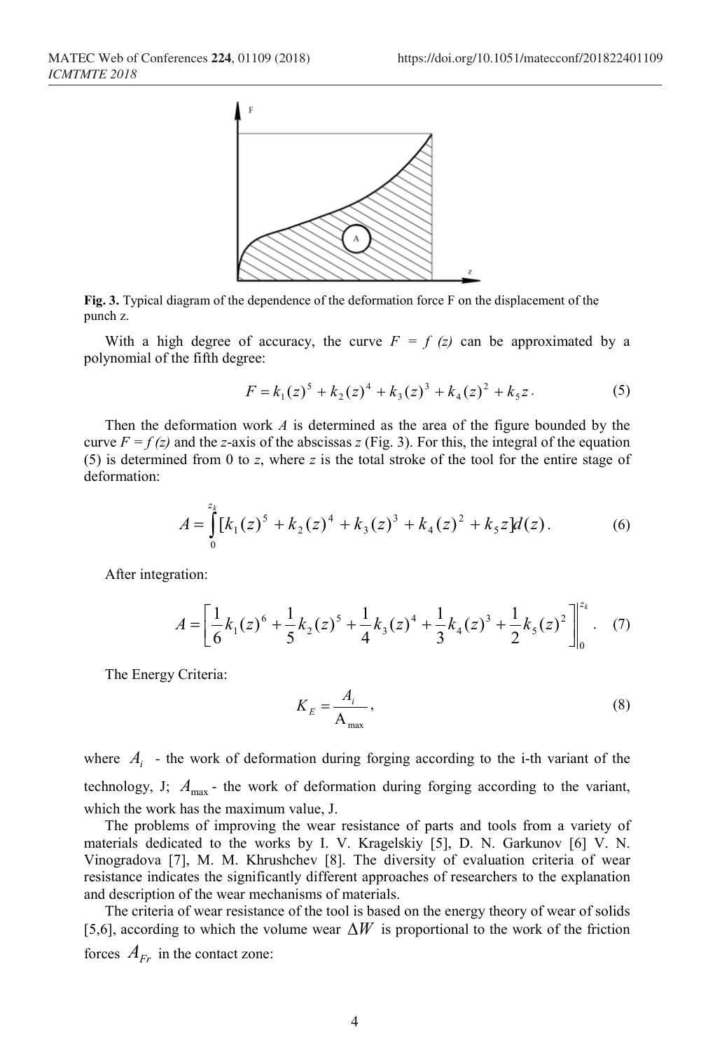**Fig. 3.** Typical diagram of the dependence of the deformation force F on the displacement of the punch z.

With a high degree of accuracy, the curve $F = f(z)$ can be approximated by a polynomial of the fifth degree:

$$F = k_1(z)^5 + k_2(z)^4 + k_3(z)^3 + k_4(z)^2 + k_5 z\,. \tag{5}$$

Then the deformation work $A$ is determined as the area of the figure bounded by the curve $F = f(z)$ and the $z$-axis of the abscissas $z$ (Fig. 3). For this, the integral of the equation (5) is determined from 0 to $z$, where $z$ is the total stroke of the tool for the entire stage of deformation:

$$A = \int_0^{z_k} [k_1(z)^5 + k_2(z)^4 + k_3(z)^3 + k_4(z)^2 + k_5 z] d(z)\,. \tag{6}$$

After integration:

$$A = \left[ \frac{1}{6}k_1(z)^6 + \frac{1}{5}k_2(z)^5 + \frac{1}{4}k_3(z)^4 + \frac{1}{3}k_4(z)^3 + \frac{1}{2}k_5(z)^2 \right] \Bigg|_0^{z_k}\,. \tag{7}$$

The Energy Criteria:

$$K_E = \frac{A_i}{A_{max}}\,, \tag{8}$$

where $A_i$ - the work of deformation during forging according to the i-th variant of the technology, J; $A_{max}$ - the work of deformation during forging according to the variant, which the work has the maximum value, J.

The problems of improving the wear resistance of parts and tools from a variety of materials dedicated to the works by I. V. Kragelskiy [5], D. N. Garkunov [6] V. N. Vinogradova [7], M. M. Khrushchev [8]. The diversity of evaluation criteria of wear resistance indicates the significantly different approaches of researchers to the explanation and description of the wear mechanisms of materials.

The criteria of wear resistance of the tool is based on the energy theory of wear of solids [5,6], according to which the volume wear $\Delta W$ is proportional to the work of the friction forces $A_{Fr}$ in the contact zone: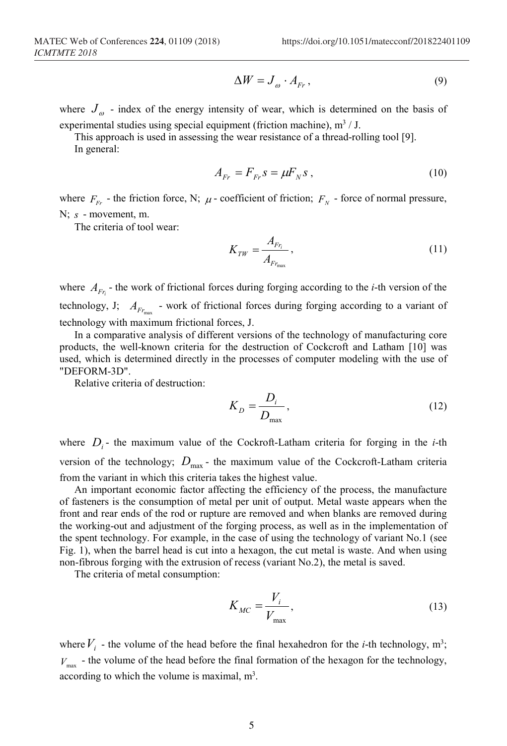$$\Delta W = J_{\omega} \cdot A_{Fr}, \tag{9}$$

where $J_{\omega}$ - index of the energy intensity of wear, which is determined on the basis of experimental studies using special equipment (friction machine), $m^3$ / J.

This approach is used in assessing the wear resistance of a thread-rolling tool [9].

In general:

$$A_{Fr} = F_{Fr} s = \mu F_N s, \tag{10}$$

where $F_{Fr}$ - the friction force, N; $\mu$ - coefficient of friction; $F_N$ - force of normal pressure, N; $s$ - movement, m.

The criteria of tool wear:

$$K_{TW} = \frac{A_{Fr_i}}{A_{Fr_{\max}}}, \tag{11}$$

where $A_{Fr_i}$ - the work of frictional forces during forging according to the *i*-th version of the technology, J; $A_{Fr_{\max}}$ - work of frictional forces during forging according to a variant of technology with maximum frictional forces, J.

In a comparative analysis of different versions of the technology of manufacturing core products, the well-known criteria for the destruction of Cockcroft and Latham [10] was used, which is determined directly in the processes of computer modeling with the use of "DEFORM-3D".

Relative criteria of destruction:

$$K_D = \frac{D_i}{D_{\max}}, \tag{12}$$

where $D_i$ - the maximum value of the Cockroft-Latham criteria for forging in the *i*-th version of the technology; $D_{\max}$ - the maximum value of the Cockcroft-Latham criteria from the variant in which this criteria takes the highest value.

An important economic factor affecting the efficiency of the process, the manufacture of fasteners is the consumption of metal per unit of output. Metal waste appears when the front and rear ends of the rod or rupture are removed and when blanks are removed during the working-out and adjustment of the forging process, as well as in the implementation of the spent technology. For example, in the case of using the technology of variant No.1 (see Fig. 1), when the barrel head is cut into a hexagon, the cut metal is waste. And when using non-fibrous forging with the extrusion of recess (variant No.2), the metal is saved.

The criteria of metal consumption:

$$K_{MC} = \frac{V_i}{V_{\max}}, \tag{13}$$

where $V_i$ - the volume of the head before the final hexahedron for the *i*-th technology, $m^3$; $V_{\max}$ - the volume of the head before the final formation of the hexagon for the technology, according to which the volume is maximal, $m^3$.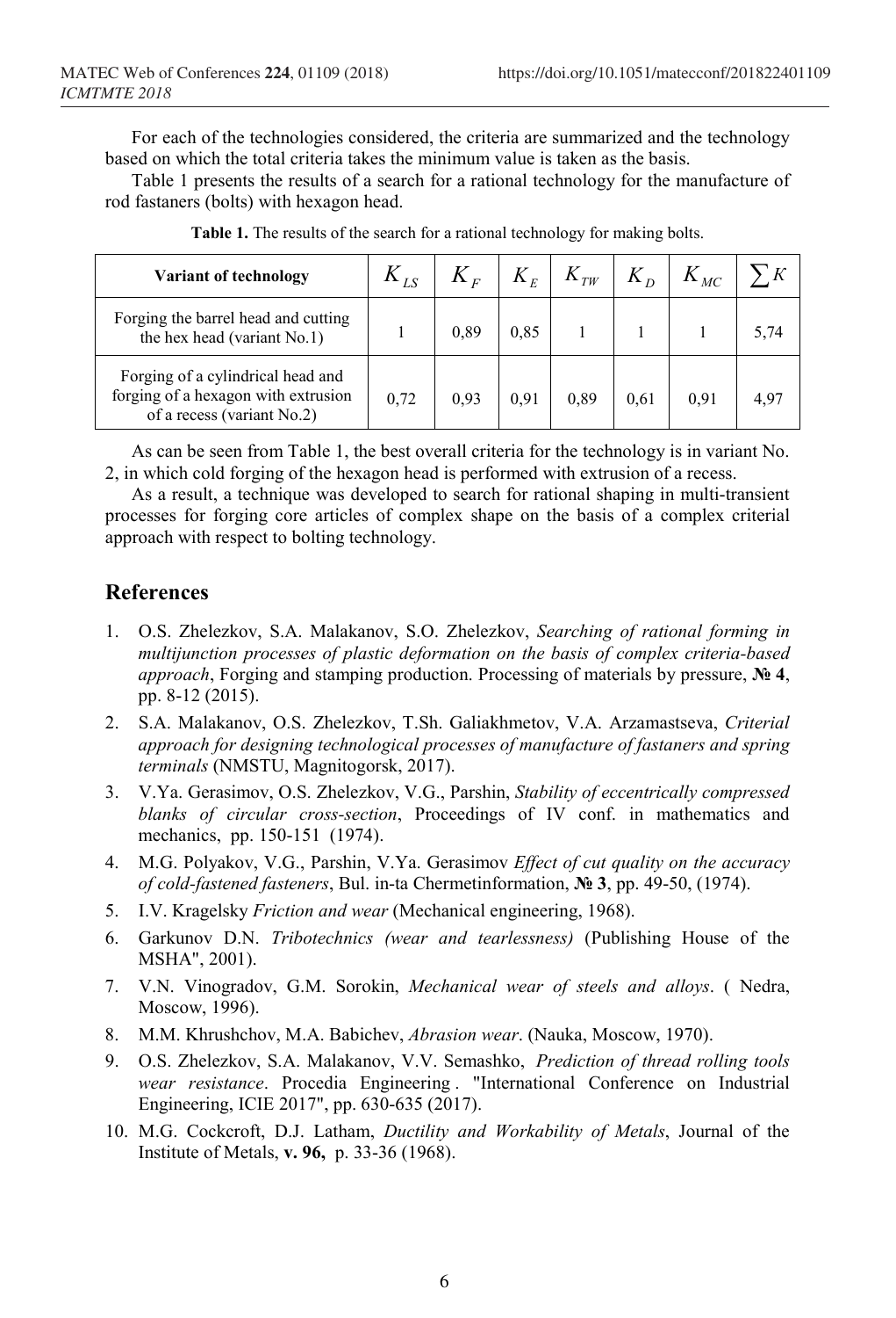For each of the technologies considered, the criteria are summarized and the technology based on which the total criteria takes the minimum value is taken as the basis.

Table 1 presents the results of a search for a rational technology for the manufacture of rod fastaners (bolts) with hexagon head.

**Table 1.** The results of the search for a rational technology for making bolts.

| Variant of technology | $K_{LS}$ | $K_F$ | $K_E$ | $K_{TW}$ | $K_D$ | $K_{MC}$ | $\sum K$ |
|---|---|---|---|---|---|---|---|
| Forging the barrel head and cutting the hex head (variant No.1) | 1 | 0,89 | 0,85 | 1 | 1 | 1 | 5,74 |
| Forging of a cylindrical head and forging of a hexagon with extrusion of a recess (variant No.2) | 0,72 | 0,93 | 0,91 | 0,89 | 0,61 | 0,91 | 4,97 |

As can be seen from Table 1, the best overall criteria for the technology is in variant No. 2, in which cold forging of the hexagon head is performed with extrusion of a recess.

As a result, a technique was developed to search for rational shaping in multi-transient processes for forging core articles of complex shape on the basis of a complex criterial approach with respect to bolting technology.

## References

1. O.S. Zhelezkov, S.A. Malakanov, S.O. Zhelezkov, *Searching of rational forming in multijunction processes of plastic deformation on the basis of complex criteria-based approach*, Forging and stamping production. Processing of materials by pressure, **№ 4**, pp. 8-12 (2015).
2. S.A. Malakanov, O.S. Zhelezkov, T.Sh. Galiakhmetov, V.A. Arzamastseva, *Criterial approach for designing technological processes of manufacture of fastaners and spring terminals* (NMSTU, Magnitogorsk, 2017).
3. V.Ya. Gerasimov, O.S. Zhelezkov, V.G., Parshin, *Stability of eccentrically compressed blanks of circular cross-section*, Proceedings of IV conf. in mathematics and mechanics, pp. 150-151 (1974).
4. M.G. Polyakov, V.G., Parshin, V.Ya. Gerasimov *Effect of cut quality on the accuracy of cold-fastened fasteners*, Bul. in-ta Chermetinformation, **№ 3**, pp. 49-50, (1974).
5. I.V. Kragelsky *Friction and wear* (Mechanical engineering, 1968).
6. Garkunov D.N. *Tribotechnics (wear and tearlessness)* (Publishing House of the MSHA", 2001).
7. V.N. Vinogradov, G.M. Sorokin, *Mechanical wear of steels and alloys*. ( Nedra, Moscow, 1996).
8. M.M. Khrushchov, M.A. Babichev, *Abrasion wear*. (Nauka, Moscow, 1970).
9. O.S. Zhelezkov, S.A. Malakanov, V.V. Semashko, *Prediction of thread rolling tools wear resistance*. Procedia Engineering . "International Conference on Industrial Engineering, ICIE 2017", pp. 630-635 (2017).
10. M.G. Cockcroft, D.J. Latham, *Ductility and Workability of Metals*, Journal of the Institute of Metals, **v. 96,** p. 33-36 (1968).